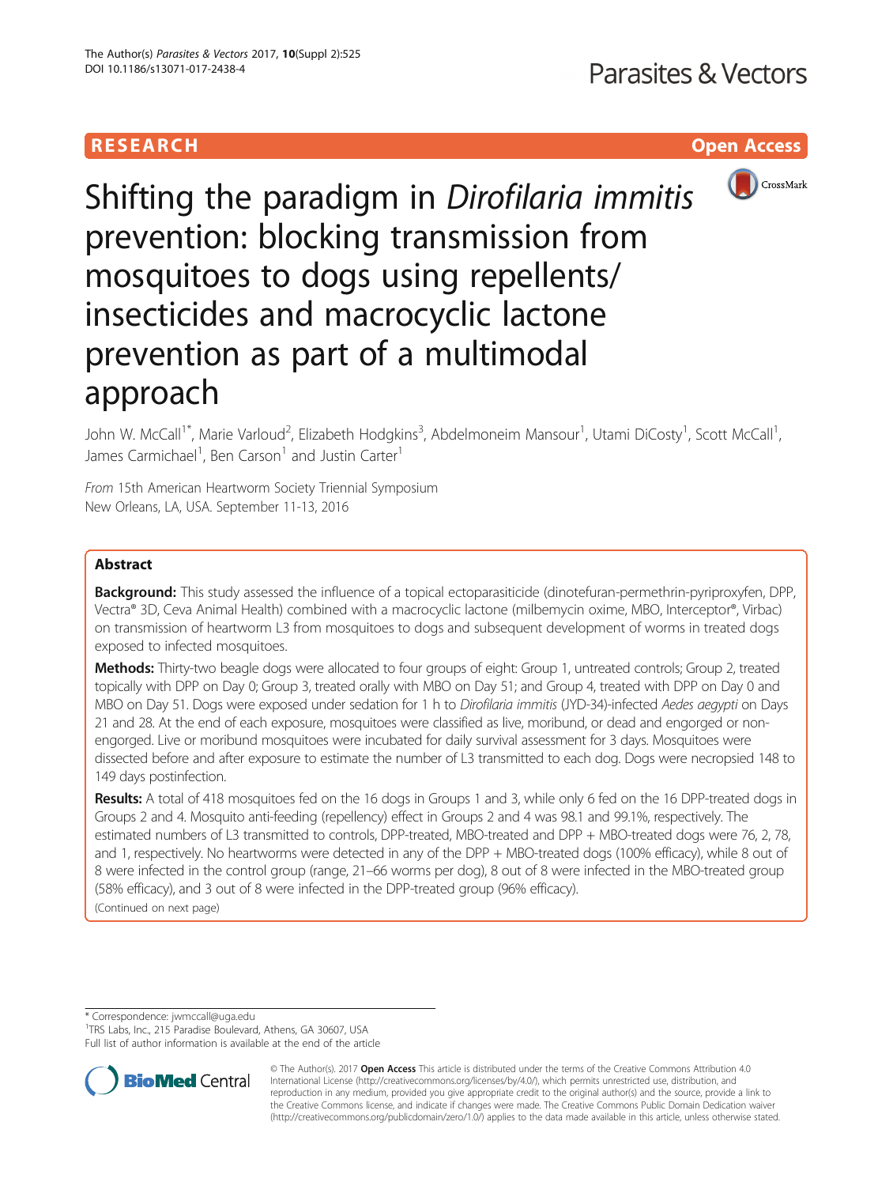RESEARCH

Open Access

# Shifting the paradigm in *Dirofilaria immitis* prevention: blocking transmission from mosquitoes to dogs using repellents/insecticides and macrocyclic lactone prevention as part of a multimodal approach

John W. McCall[1*], Marie Varloud[2], Elizabeth Hodgkins[3], Abdelmoneim Mansour[1], Utami DiCosty[1], Scott McCall[1], James Carmichael[1], Ben Carson[1] and Justin Carter[1]

*From* 15th American Heartworm Society Triennial Symposium
New Orleans, LA, USA. September 11-13, 2016

## Abstract

**Background:** This study assessed the influence of a topical ectoparasiticide (dinotefuran-permethrin-pyriproxyfen, DPP, Vectra® 3D, Ceva Animal Health) combined with a macrocyclic lactone (milbemycin oxime, MBO, Interceptor®, Virbac) on transmission of heartworm L3 from mosquitoes to dogs and subsequent development of worms in treated dogs exposed to infected mosquitoes.

**Methods:** Thirty-two beagle dogs were allocated to four groups of eight: Group 1, untreated controls; Group 2, treated topically with DPP on Day 0; Group 3, treated orally with MBO on Day 51; and Group 4, treated with DPP on Day 0 and MBO on Day 51. Dogs were exposed under sedation for 1 h to *Dirofilaria immitis* (JYD-34)-infected *Aedes aegypti* on Days 21 and 28. At the end of each exposure, mosquitoes were classified as live, moribund, or dead and engorged or non-engorged. Live or moribund mosquitoes were incubated for daily survival assessment for 3 days. Mosquitoes were dissected before and after exposure to estimate the number of L3 transmitted to each dog. Dogs were necropsied 148 to 149 days postinfection.

**Results:** A total of 418 mosquitoes fed on the 16 dogs in Groups 1 and 3, while only 6 fed on the 16 DPP-treated dogs in Groups 2 and 4. Mosquito anti-feeding (repellency) effect in Groups 2 and 4 was 98.1 and 99.1%, respectively. The estimated numbers of L3 transmitted to controls, DPP-treated, MBO-treated and DPP + MBO-treated dogs were 76, 2, 78, and 1, respectively. No heartworms were detected in any of the DPP + MBO-treated dogs (100% efficacy), while 8 out of 8 were infected in the control group (range, 21–66 worms per dog), 8 out of 8 were infected in the MBO-treated group (58% efficacy), and 3 out of 8 were infected in the DPP-treated group (96% efficacy).

(Continued on next page)

\* Correspondence: jwmccall@uga.edu
[1]TRS Labs, Inc., 215 Paradise Boulevard, Athens, GA 30607, USA
Full list of author information is available at the end of the article

© The Author(s). 2017 **Open Access** This article is distributed under the terms of the Creative Commons Attribution 4.0 International License (http://creativecommons.org/licenses/by/4.0/), which permits unrestricted use, distribution, and reproduction in any medium, provided you give appropriate credit to the original author(s) and the source, provide a link to the Creative Commons license, and indicate if changes were made. The Creative Commons Public Domain Dedication waiver (http://creativecommons.org/publicdomain/zero/1.0/) applies to the data made available in this article, unless otherwise stated.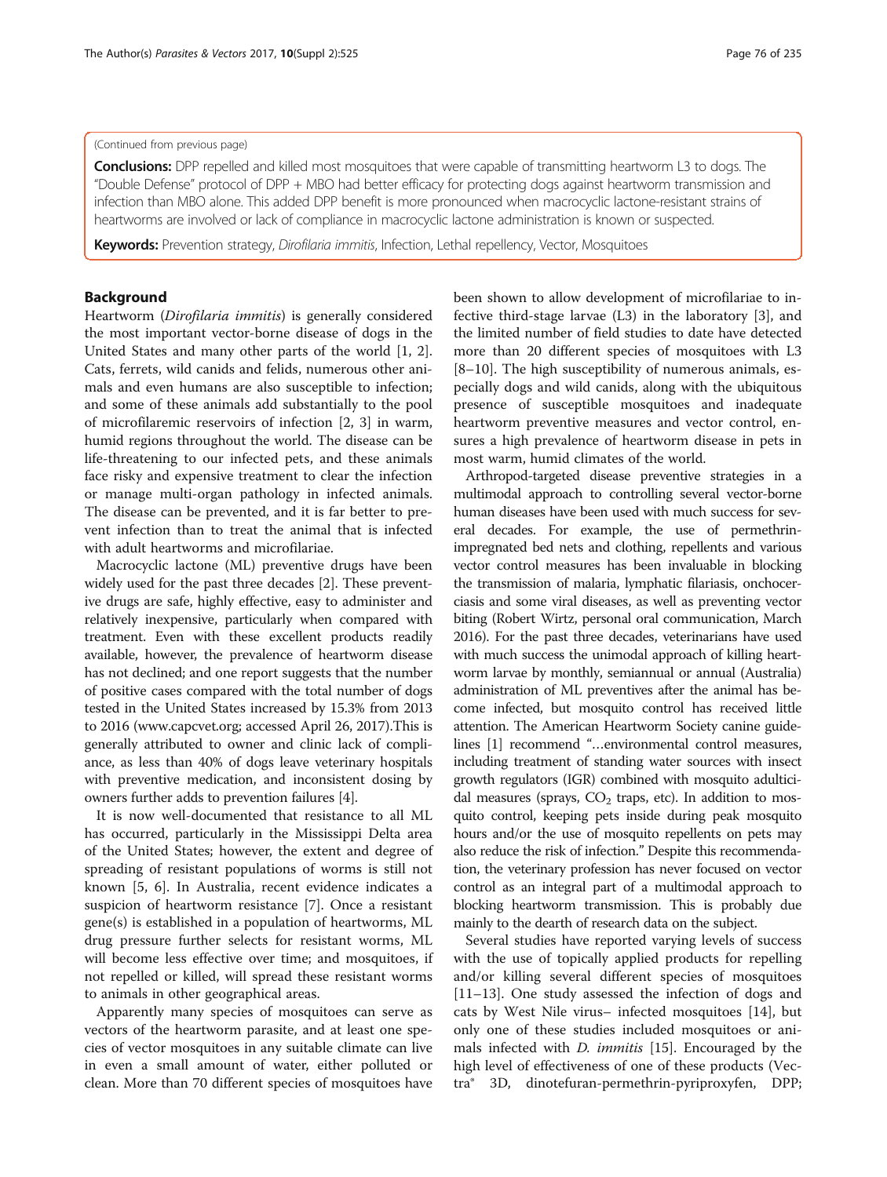(Continued from previous page)

**Conclusions:** DPP repelled and killed most mosquitoes that were capable of transmitting heartworm L3 to dogs. The "Double Defense" protocol of DPP + MBO had better efficacy for protecting dogs against heartworm transmission and infection than MBO alone. This added DPP benefit is more pronounced when macrocyclic lactone-resistant strains of heartworms are involved or lack of compliance in macrocyclic lactone administration is known or suspected.

**Keywords:** Prevention strategy, *Dirofilaria immitis*, Infection, Lethal repellency, Vector, Mosquitoes

## Background

Heartworm (*Dirofilaria immitis*) is generally considered the most important vector-borne disease of dogs in the United States and many other parts of the world [1, 2]. Cats, ferrets, wild canids and felids, numerous other animals and even humans are also susceptible to infection; and some of these animals add substantially to the pool of microfilaremic reservoirs of infection [2, 3] in warm, humid regions throughout the world. The disease can be life-threatening to our infected pets, and these animals face risky and expensive treatment to clear the infection or manage multi-organ pathology in infected animals. The disease can be prevented, and it is far better to prevent infection than to treat the animal that is infected with adult heartworms and microfilariae.

Macrocyclic lactone (ML) preventive drugs have been widely used for the past three decades [2]. These preventive drugs are safe, highly effective, easy to administer and relatively inexpensive, particularly when compared with treatment. Even with these excellent products readily available, however, the prevalence of heartworm disease has not declined; and one report suggests that the number of positive cases compared with the total number of dogs tested in the United States increased by 15.3% from 2013 to 2016 (www.capcvet.org; accessed April 26, 2017).This is generally attributed to owner and clinic lack of compliance, as less than 40% of dogs leave veterinary hospitals with preventive medication, and inconsistent dosing by owners further adds to prevention failures [4].

It is now well-documented that resistance to all ML has occurred, particularly in the Mississippi Delta area of the United States; however, the extent and degree of spreading of resistant populations of worms is still not known [5, 6]. In Australia, recent evidence indicates a suspicion of heartworm resistance [7]. Once a resistant gene(s) is established in a population of heartworms, ML drug pressure further selects for resistant worms, ML will become less effective over time; and mosquitoes, if not repelled or killed, will spread these resistant worms to animals in other geographical areas.

Apparently many species of mosquitoes can serve as vectors of the heartworm parasite, and at least one species of vector mosquitoes in any suitable climate can live in even a small amount of water, either polluted or clean. More than 70 different species of mosquitoes have been shown to allow development of microfilariae to infective third-stage larvae (L3) in the laboratory [3], and the limited number of field studies to date have detected more than 20 different species of mosquitoes with L3 [8–10]. The high susceptibility of numerous animals, especially dogs and wild canids, along with the ubiquitous presence of susceptible mosquitoes and inadequate heartworm preventive measures and vector control, ensures a high prevalence of heartworm disease in pets in most warm, humid climates of the world.

Arthropod-targeted disease preventive strategies in a multimodal approach to controlling several vector-borne human diseases have been used with much success for several decades. For example, the use of permethrin-impregnated bed nets and clothing, repellents and various vector control measures has been invaluable in blocking the transmission of malaria, lymphatic filariasis, onchocerciasis and some viral diseases, as well as preventing vector biting (Robert Wirtz, personal oral communication, March 2016). For the past three decades, veterinarians have used with much success the unimodal approach of killing heartworm larvae by monthly, semiannual or annual (Australia) administration of ML preventives after the animal has become infected, but mosquito control has received little attention. The American Heartworm Society canine guidelines [1] recommend "…environmental control measures, including treatment of standing water sources with insect growth regulators (IGR) combined with mosquito adulticidal measures (sprays, $CO_2$ traps, etc). In addition to mosquito control, keeping pets inside during peak mosquito hours and/or the use of mosquito repellents on pets may also reduce the risk of infection." Despite this recommendation, the veterinary profession has never focused on vector control as an integral part of a multimodal approach to blocking heartworm transmission. This is probably due mainly to the dearth of research data on the subject.

Several studies have reported varying levels of success with the use of topically applied products for repelling and/or killing several different species of mosquitoes [11–13]. One study assessed the infection of dogs and cats by West Nile virus– infected mosquitoes [14], but only one of these studies included mosquitoes or animals infected with *D. immitis* [15]. Encouraged by the high level of effectiveness of one of these products (Vectra® 3D, dinotefuran-permethrin-pyriproxyfen, DPP;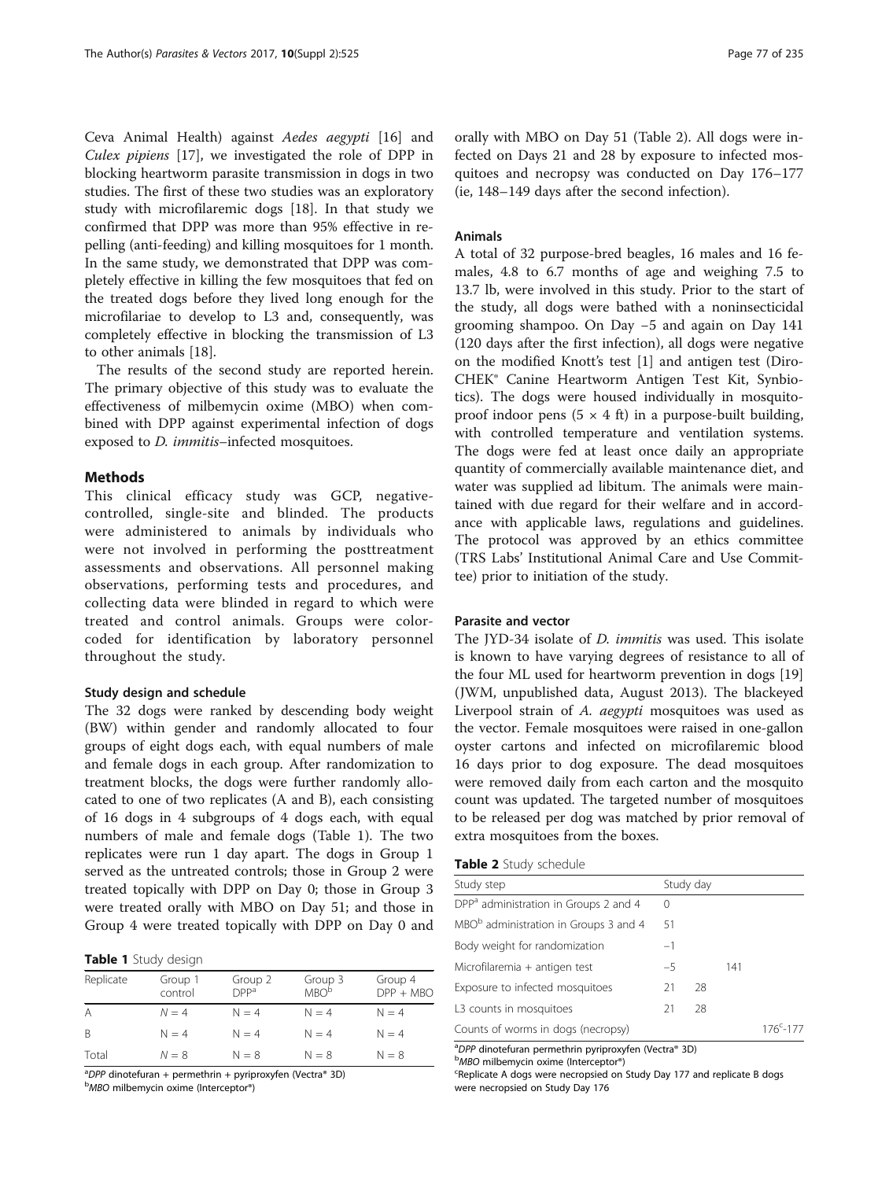Ceva Animal Health) against *Aedes aegypti* [16] and *Culex pipiens* [17], we investigated the role of DPP in blocking heartworm parasite transmission in dogs in two studies. The first of these two studies was an exploratory study with microfilaremic dogs [18]. In that study we confirmed that DPP was more than 95% effective in repelling (anti-feeding) and killing mosquitoes for 1 month. In the same study, we demonstrated that DPP was completely effective in killing the few mosquitoes that fed on the treated dogs before they lived long enough for the microfilariae to develop to L3 and, consequently, was completely effective in blocking the transmission of L3 to other animals [18].

The results of the second study are reported herein. The primary objective of this study was to evaluate the effectiveness of milbemycin oxime (MBO) when combined with DPP against experimental infection of dogs exposed to *D. immitis*–infected mosquitoes.

## Methods

This clinical efficacy study was GCP, negative-controlled, single-site and blinded. The products were administered to animals by individuals who were not involved in performing the posttreatment assessments and observations. All personnel making observations, performing tests and procedures, and collecting data were blinded in regard to which were treated and control animals. Groups were color-coded for identification by laboratory personnel throughout the study.

### Study design and schedule

The 32 dogs were ranked by descending body weight (BW) within gender and randomly allocated to four groups of eight dogs each, with equal numbers of male and female dogs in each group. After randomization to treatment blocks, the dogs were further randomly allocated to one of two replicates (A and B), each consisting of 16 dogs in 4 subgroups of 4 dogs each, with equal numbers of male and female dogs (Table 1). The two replicates were run 1 day apart. The dogs in Group 1 served as the untreated controls; those in Group 2 were treated topically with DPP on Day 0; those in Group 3 were treated orally with MBO on Day 51; and those in Group 4 were treated topically with DPP on Day 0 and orally with MBO on Day 51 (Table 2). All dogs were infected on Days 21 and 28 by exposure to infected mosquitoes and necropsy was conducted on Day 176–177 (ie, 148–149 days after the second infection).

**Table 1** Study design

| Replicate | Group 1 control | Group 2 DPP[a] | Group 3 MBO[b] | Group 4 DPP + MBO |
|---|---|---|---|---|
| A | N = 4 | N = 4 | N = 4 | N = 4 |
| B | N = 4 | N = 4 | N = 4 | N = 4 |
| Total | N = 8 | N = 8 | N = 8 | N = 8 |

[a]*DPP* dinotefuran + permethrin + pyriproxyfen (Vectra® 3D)
[b]*MBO* milbemycin oxime (Interceptor®)

### Animals

A total of 32 purpose-bred beagles, 16 males and 16 females, 4.8 to 6.7 months of age and weighing 7.5 to 13.7 lb, were involved in this study. Prior to the start of the study, all dogs were bathed with a noninsecticidal grooming shampoo. On Day −5 and again on Day 141 (120 days after the first infection), all dogs were negative on the modified Knott's test [1] and antigen test (DiroCHEK® Canine Heartworm Antigen Test Kit, Synbiotics). The dogs were housed individually in mosquito-proof indoor pens (5 × 4 ft) in a purpose-built building, with controlled temperature and ventilation systems. The dogs were fed at least once daily an appropriate quantity of commercially available maintenance diet, and water was supplied ad libitum. The animals were maintained with due regard for their welfare and in accordance with applicable laws, regulations and guidelines. The protocol was approved by an ethics committee (TRS Labs' Institutional Animal Care and Use Committee) prior to initiation of the study.

### Parasite and vector

The JYD-34 isolate of *D. immitis* was used. This isolate is known to have varying degrees of resistance to all of the four ML used for heartworm prevention in dogs [19] (JWM, unpublished data, August 2013). The blackeyed Liverpool strain of *A. aegypti* mosquitoes was used as the vector. Female mosquitoes were raised in one-gallon oyster cartons and infected on microfilaremic blood 16 days prior to dog exposure. The dead mosquitoes were removed daily from each carton and the mosquito count was updated. The targeted number of mosquitoes to be released per dog was matched by prior removal of extra mosquitoes from the boxes.

**Table 2** Study schedule

| Study step | Study day | | |
|---|---|---|---|
| DPP[a] administration in Groups 2 and 4 | 0 | | |
| MBO[b] administration in Groups 3 and 4 | 51 | | |
| Body weight for randomization | −1 | | |
| Microfilaremia + antigen test | −5 | | 141 |
| Exposure to infected mosquitoes | 21 | 28 | |
| L3 counts in mosquitoes | 21 | 28 | |
| Counts of worms in dogs (necropsy) | | | 176[c]-177 |

[a]*DPP* dinotefuran permethrin pyriproxyfen (Vectra® 3D)
[b]*MBO* milbemycin oxime (Interceptor®)
[c]Replicate A dogs were necropsied on Study Day 177 and replicate B dogs were necropsied on Study Day 176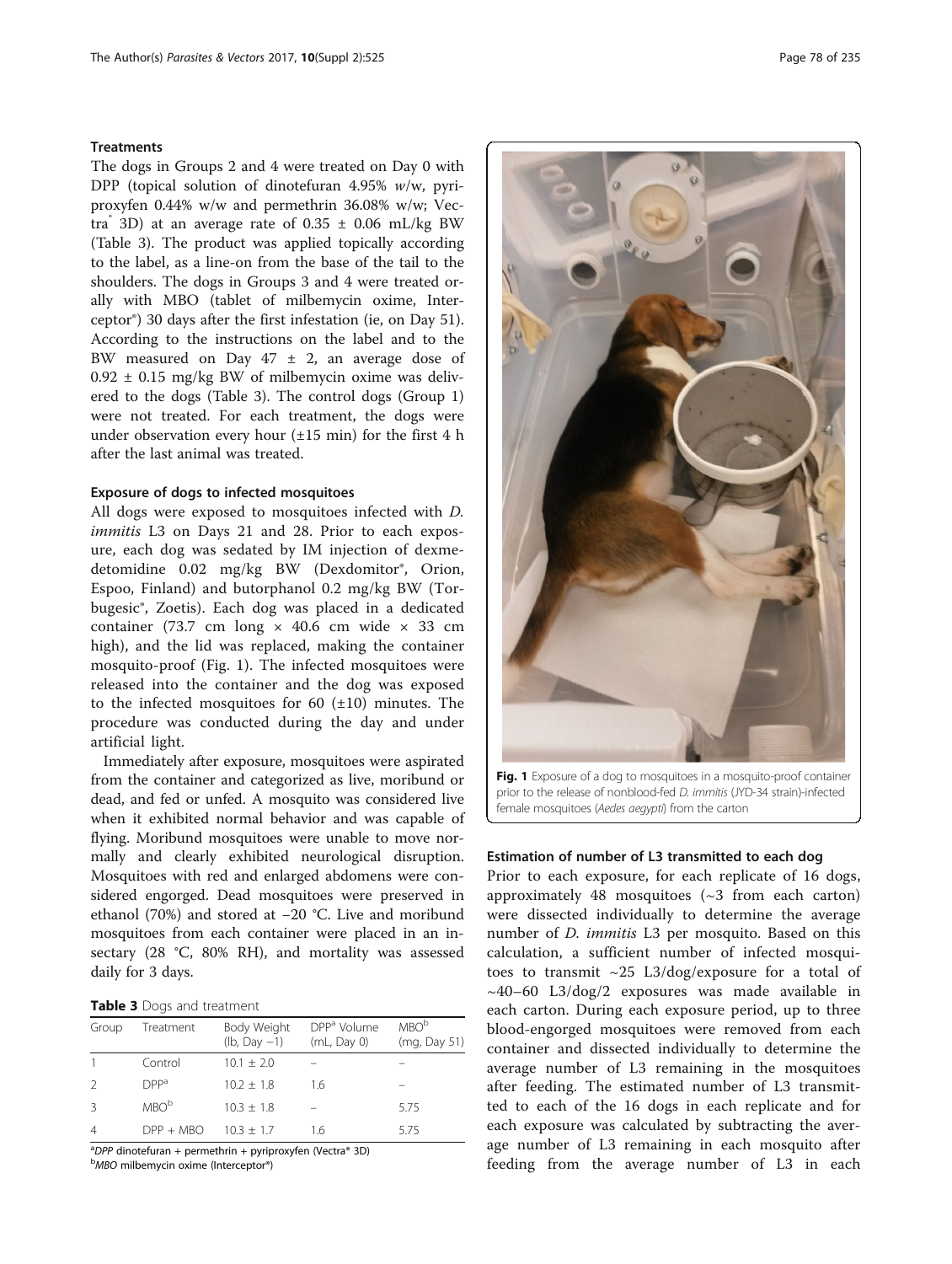### Treatments

The dogs in Groups 2 and 4 were treated on Day 0 with DPP (topical solution of dinotefuran 4.95% *w*/w, pyriproxyfen 0.44% w/w and permethrin 36.08% w/w; Vectra® 3D) at an average rate of 0.35 ± 0.06 mL/kg BW (Table 3). The product was applied topically according to the label, as a line-on from the base of the tail to the shoulders. The dogs in Groups 3 and 4 were treated orally with MBO (tablet of milbemycin oxime, Interceptor®) 30 days after the first infestation (ie, on Day 51). According to the instructions on the label and to the BW measured on Day 47 ± 2, an average dose of 0.92 ± 0.15 mg/kg BW of milbemycin oxime was delivered to the dogs (Table 3). The control dogs (Group 1) were not treated. For each treatment, the dogs were under observation every hour (±15 min) for the first 4 h after the last animal was treated.

### Exposure of dogs to infected mosquitoes

All dogs were exposed to mosquitoes infected with *D. immitis* L3 on Days 21 and 28. Prior to each exposure, each dog was sedated by IM injection of dexmedetomidine 0.02 mg/kg BW (Dexdomitor®, Orion, Espoo, Finland) and butorphanol 0.2 mg/kg BW (Torbugesic®, Zoetis). Each dog was placed in a dedicated container (73.7 cm long × 40.6 cm wide × 33 cm high), and the lid was replaced, making the container mosquito-proof (Fig. 1). The infected mosquitoes were released into the container and the dog was exposed to the infected mosquitoes for 60 (±10) minutes. The procedure was conducted during the day and under artificial light.

Immediately after exposure, mosquitoes were aspirated from the container and categorized as live, moribund or dead, and fed or unfed. A mosquito was considered live when it exhibited normal behavior and was capable of flying. Moribund mosquitoes were unable to move normally and clearly exhibited neurological disruption. Mosquitoes with red and enlarged abdomens were considered engorged. Dead mosquitoes were preserved in ethanol (70%) and stored at −20 °C. Live and moribund mosquitoes from each container were placed in an insectary (28 °C, 80% RH), and mortality was assessed daily for 3 days.

**Table 3** Dogs and treatment

| Group | Treatment | Body Weight (lb, Day −1) | DPP[a] Volume (mL, Day 0) | MBO[b] (mg, Day 51) |
|---|---|---|---|---|
| 1 | Control | 10.1 ± 2.0 | – | – |
| 2 | DPP[a] | 10.2 ± 1.8 | 1.6 | – |
| 3 | MBO[b] | 10.3 ± 1.8 | – | 5.75 |
| 4 | DPP + MBO | 10.3 ± 1.7 | 1.6 | 5.75 |

[a]*DPP* dinotefuran + permethrin + pyriproxyfen (Vectra® 3D)
[b]*MBO* milbemycin oxime (Interceptor®)

**Fig. 1** Exposure of a dog to mosquitoes in a mosquito-proof container prior to the release of nonblood-fed *D. immitis* (JYD-34 strain)-infected female mosquitoes (*Aedes aegypti*) from the carton

### Estimation of number of L3 transmitted to each dog

Prior to each exposure, for each replicate of 16 dogs, approximately 48 mosquitoes (~3 from each carton) were dissected individually to determine the average number of *D. immitis* L3 per mosquito. Based on this calculation, a sufficient number of infected mosquitoes to transmit ~25 L3/dog/exposure for a total of ~40–60 L3/dog/2 exposures was made available in each carton. During each exposure period, up to three blood-engorged mosquitoes were removed from each container and dissected individually to determine the average number of L3 remaining in the mosquitoes after feeding. The estimated number of L3 transmitted to each of the 16 dogs in each replicate and for each exposure was calculated by subtracting the average number of L3 remaining in each mosquito after feeding from the average number of L3 in each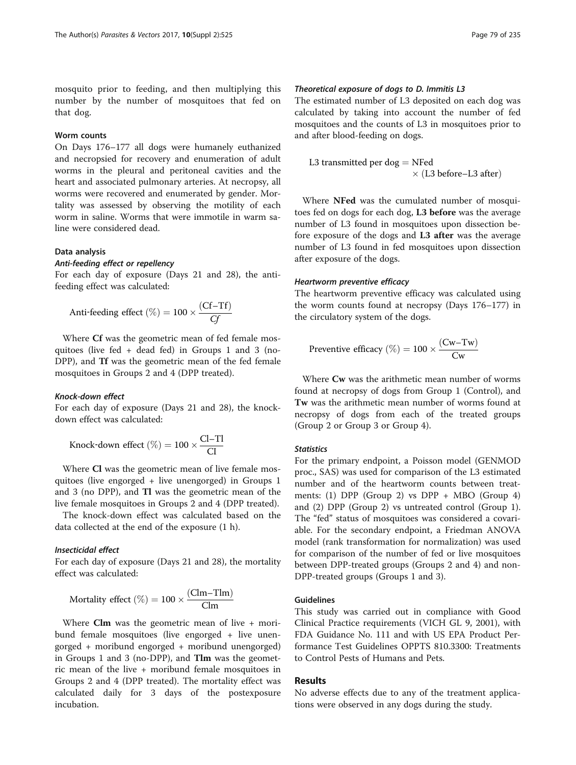mosquito prior to feeding, and then multiplying this number by the number of mosquitoes that fed on that dog.

### Worm counts

On Days 176–177 all dogs were humanely euthanized and necropsied for recovery and enumeration of adult worms in the pleural and peritoneal cavities and the heart and associated pulmonary arteries. At necropsy, all worms were recovered and enumerated by gender. Mortality was assessed by observing the motility of each worm in saline. Worms that were immotile in warm saline were considered dead.

### Data analysis

#### *Anti-feeding effect or repellency*

For each day of exposure (Days 21 and 28), the anti-feeding effect was calculated:

$$\text{Anti-feeding effect } (\%) = 100 \times \frac{(\text{Cf}-\text{Tf})}{Cf}$$

Where **Cf** was the geometric mean of fed female mosquitoes (live fed + dead fed) in Groups 1 and 3 (no-DPP), and **Tf** was the geometric mean of the fed female mosquitoes in Groups 2 and 4 (DPP treated).

#### *Knock-down effect*

For each day of exposure (Days 21 and 28), the knock-down effect was calculated:

$$\text{Knock-down effect } (\%) = 100 \times \frac{\text{Cl}-\text{Tl}}{\text{CI}}$$

Where **Cl** was the geometric mean of live female mosquitoes (live engorged + live unengorged) in Groups 1 and 3 (no DPP), and **Tl** was the geometric mean of the live female mosquitoes in Groups 2 and 4 (DPP treated).

The knock-down effect was calculated based on the data collected at the end of the exposure (1 h).

#### *Insecticidal effect*

For each day of exposure (Days 21 and 28), the mortality effect was calculated:

$$\text{Mortality effect } (\%) = 100 \times \frac{(\text{Clm}-\text{Tlm})}{\text{Clm}}$$

Where **Clm** was the geometric mean of live + moribund female mosquitoes (live engorged + live unengorged + moribund engorged + moribund unengorged) in Groups 1 and 3 (no-DPP), and **Tlm** was the geometric mean of the live + moribund female mosquitoes in Groups 2 and 4 (DPP treated). The mortality effect was calculated daily for 3 days of the postexposure incubation.

#### *Theoretical exposure of dogs to D. Immitis L3*

The estimated number of L3 deposited on each dog was calculated by taking into account the number of fed mosquitoes and the counts of L3 in mosquitoes prior to and after blood-feeding on dogs.

$$\text{L3 transmitted per dog} = \text{NFed} \times (\text{L3 before}-\text{L3 after})$$

Where **NFed** was the cumulated number of mosquitoes fed on dogs for each dog, **L3 before** was the average number of L3 found in mosquitoes upon dissection before exposure of the dogs and **L3 after** was the average number of L3 found in fed mosquitoes upon dissection after exposure of the dogs.

#### *Heartworm preventive efficacy*

The heartworm preventive efficacy was calculated using the worm counts found at necropsy (Days 176–177) in the circulatory system of the dogs.

$$\text{Preventive efficacy } (\%) = 100 \times \frac{(\text{Cw}-\text{Tw})}{\text{Cw}}$$

Where **Cw** was the arithmetic mean number of worms found at necropsy of dogs from Group 1 (Control), and **Tw** was the arithmetic mean number of worms found at necropsy of dogs from each of the treated groups (Group 2 or Group 3 or Group 4).

#### *Statistics*

For the primary endpoint, a Poisson model (GENMOD proc., SAS) was used for comparison of the L3 estimated number and of the heartworm counts between treatments: (1) DPP (Group 2) vs DPP + MBO (Group 4) and (2) DPP (Group 2) vs untreated control (Group 1). The "fed" status of mosquitoes was considered a covariable. For the secondary endpoint, a Friedman ANOVA model (rank transformation for normalization) was used for comparison of the number of fed or live mosquitoes between DPP-treated groups (Groups 2 and 4) and non-DPP-treated groups (Groups 1 and 3).

### Guidelines

This study was carried out in compliance with Good Clinical Practice requirements (VICH GL 9, 2001), with FDA Guidance No. 111 and with US EPA Product Performance Test Guidelines OPPTS 810.3300: Treatments to Control Pests of Humans and Pets.

## Results

No adverse effects due to any of the treatment applications were observed in any dogs during the study.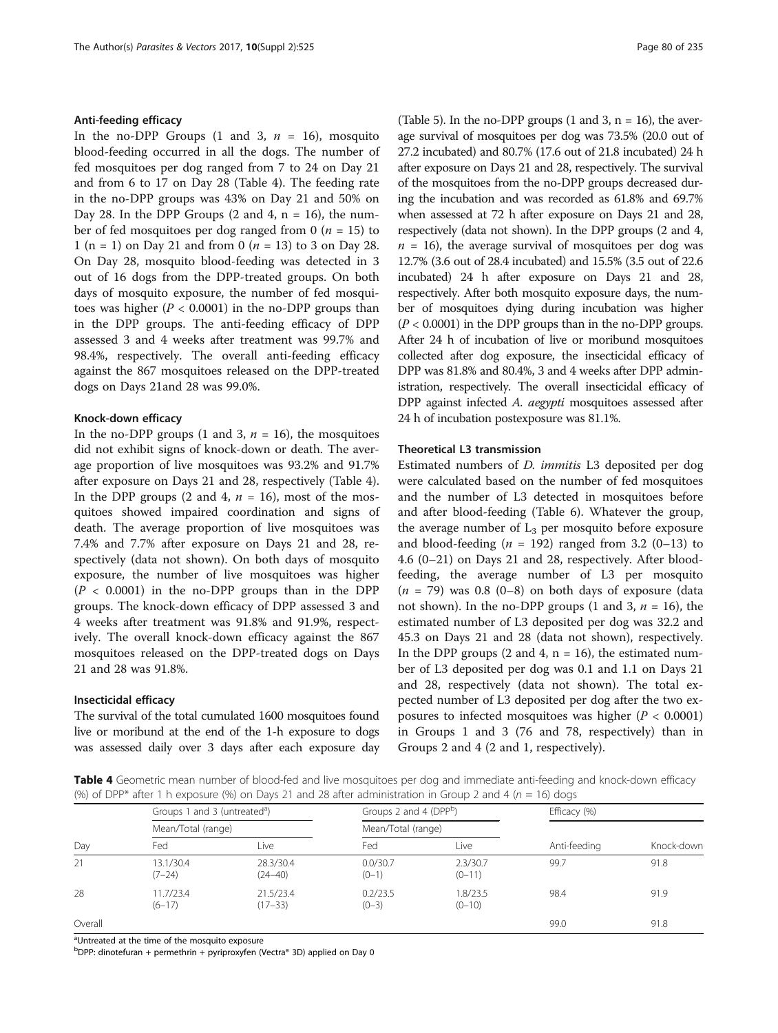### Anti-feeding efficacy

In the no-DPP Groups (1 and 3, $n$ = 16), mosquito blood-feeding occurred in all the dogs. The number of fed mosquitoes per dog ranged from 7 to 24 on Day 21 and from 6 to 17 on Day 28 (Table 4). The feeding rate in the no-DPP groups was 43% on Day 21 and 50% on Day 28. In the DPP Groups (2 and 4, n = 16), the number of fed mosquitoes per dog ranged from 0 ($n$ = 15) to 1 (n = 1) on Day 21 and from 0 ($n$ = 13) to 3 on Day 28. On Day 28, mosquito blood-feeding was detected in 3 out of 16 dogs from the DPP-treated groups. On both days of mosquito exposure, the number of fed mosquitoes was higher ($P < 0.0001$) in the no-DPP groups than in the DPP groups. The anti-feeding efficacy of DPP assessed 3 and 4 weeks after treatment was 99.7% and 98.4%, respectively. The overall anti-feeding efficacy against the 867 mosquitoes released on the DPP-treated dogs on Days 21and 28 was 99.0%.

### Knock-down efficacy

In the no-DPP groups (1 and 3, $n$ = 16), the mosquitoes did not exhibit signs of knock-down or death. The average proportion of live mosquitoes was 93.2% and 91.7% after exposure on Days 21 and 28, respectively (Table 4). In the DPP groups (2 and 4, $n$ = 16), most of the mosquitoes showed impaired coordination and signs of death. The average proportion of live mosquitoes was 7.4% and 7.7% after exposure on Days 21 and 28, respectively (data not shown). On both days of mosquito exposure, the number of live mosquitoes was higher ($P < 0.0001$) in the no-DPP groups than in the DPP groups. The knock-down efficacy of DPP assessed 3 and 4 weeks after treatment was 91.8% and 91.9%, respectively. The overall knock-down efficacy against the 867 mosquitoes released on the DPP-treated dogs on Days 21 and 28 was 91.8%.

### Insecticidal efficacy

The survival of the total cumulated 1600 mosquitoes found live or moribund at the end of the 1-h exposure to dogs was assessed daily over 3 days after each exposure day (Table 5). In the no-DPP groups (1 and 3, n = 16), the average survival of mosquitoes per dog was 73.5% (20.0 out of 27.2 incubated) and 80.7% (17.6 out of 21.8 incubated) 24 h after exposure on Days 21 and 28, respectively. The survival of the mosquitoes from the no-DPP groups decreased during the incubation and was recorded as 61.8% and 69.7% when assessed at 72 h after exposure on Days 21 and 28, respectively (data not shown). In the DPP groups (2 and 4, $n$ = 16), the average survival of mosquitoes per dog was 12.7% (3.6 out of 28.4 incubated) and 15.5% (3.5 out of 22.6 incubated) 24 h after exposure on Days 21 and 28, respectively. After both mosquito exposure days, the number of mosquitoes dying during incubation was higher ($P < 0.0001$) in the DPP groups than in the no-DPP groups. After 24 h of incubation of live or moribund mosquitoes collected after dog exposure, the insecticidal efficacy of DPP was 81.8% and 80.4%, 3 and 4 weeks after DPP administration, respectively. The overall insecticidal efficacy of DPP against infected *A. aegypti* mosquitoes assessed after 24 h of incubation postexposure was 81.1%.

### Theoretical L3 transmission

Estimated numbers of *D. immitis* L3 deposited per dog were calculated based on the number of fed mosquitoes and the number of L3 detected in mosquitoes before and after blood-feeding (Table 6). Whatever the group, the average number of $L_3$ per mosquito before exposure and blood-feeding ($n$ = 192) ranged from 3.2 (0–13) to 4.6 (0–21) on Days 21 and 28, respectively. After blood-feeding, the average number of L3 per mosquito ($n$ = 79) was 0.8 (0–8) on both days of exposure (data not shown). In the no-DPP groups (1 and 3, $n$ = 16), the estimated number of L3 deposited per dog was 32.2 and 45.3 on Days 21 and 28 (data not shown), respectively. In the DPP groups (2 and 4, n = 16), the estimated number of L3 deposited per dog was 0.1 and 1.1 on Days 21 and 28, respectively (data not shown). The total expected number of L3 deposited per dog after the two exposures to infected mosquitoes was higher ($P < 0.0001$) in Groups 1 and 3 (76 and 78, respectively) than in Groups 2 and 4 (2 and 1, respectively).

**Table 4** Geometric mean number of blood-fed and live mosquitoes per dog and immediate anti-feeding and knock-down efficacy (%) of DPP* after 1 h exposure (%) on Days 21 and 28 after administration in Group 2 and 4 ($n$ = 16) dogs

| | Groups 1 and 3 (untreated[a]) | | Groups 2 and 4 (DPP[b]) | | Efficacy (%) | |
|---|---|---|---|---|---|---|
| | Mean/Total (range) | | Mean/Total (range) | | | |
| Day | Fed | Live | Fed | Live | Anti-feeding | Knock-down |
| 21 | 13.1/30.4 (7–24) | 28.3/30.4 (24–40) | 0.0/30.7 (0–1) | 2.3/30.7 (0–11) | 99.7 | 91.8 |
| 28 | 11.7/23.4 (6–17) | 21.5/23.4 (17–33) | 0.2/23.5 (0–3) | 1.8/23.5 (0–10) | 98.4 | 91.9 |
| Overall | | | | | 99.0 | 91.8 |

[a]Untreated at the time of the mosquito exposure

[b]DPP: dinotefuran + permethrin + pyriproxyfen (Vectra® 3D) applied on Day 0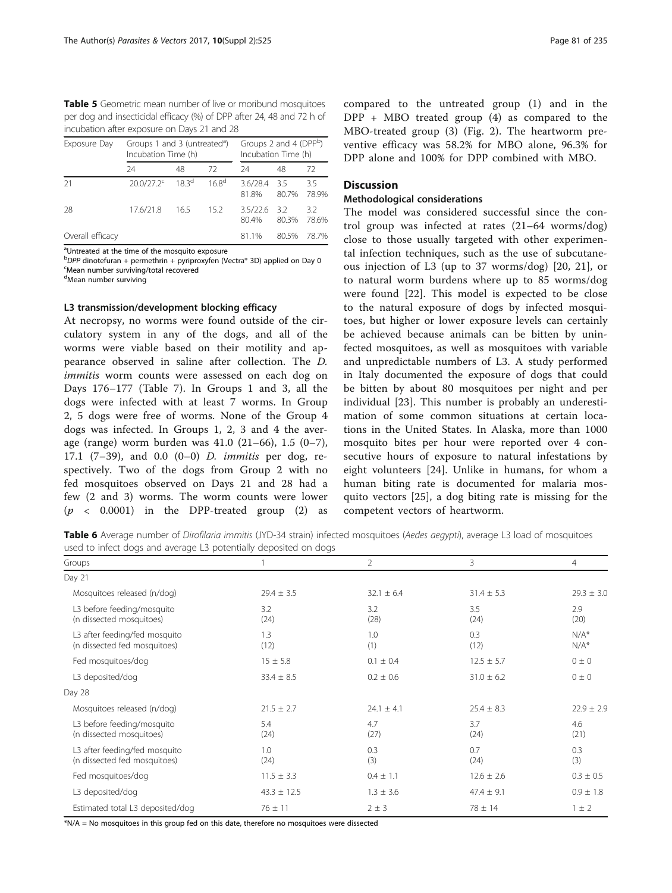**Table 5** Geometric mean number of live or moribund mosquitoes per dog and insecticidal efficacy (%) of DPP after 24, 48 and 72 h of incubation after exposure on Days 21 and 28

| Exposure Day | Groups 1 and 3 (untreated[a]) Incubation Time (h) | | | Groups 2 and 4 (DPP[b]) Incubation Time (h) | | |
|---|---|---|---|---|---|---|
| | 24 | 48 | 72 | 24 | 48 | 72 |
| 21 | 20.0/27.2[c] | 18.3[d] | 16.8[d] | 3.6/28.4 81.8% | 3.5 80.7% | 3.5 78.9% |
| 28 | 17.6/21.8 | 16.5 | 15.2 | 3.5/22.6 80.4% | 3.2 80.3% | 3.2 78.6% |
| Overall efficacy | | | | 81.1% | 80.5% | 78.7% |

[a]Untreated at the time of the mosquito exposure
[b]*DPP* dinotefuran + permethrin + pyriproxyfen (Vectra® 3D) applied on Day 0
[c]Mean number surviving/total recovered
[d]Mean number surviving

#### L3 transmission/development blocking efficacy

At necropsy, no worms were found outside of the circulatory system in any of the dogs, and all of the worms were viable based on their motility and appearance observed in saline after collection. The *D. immitis* worm counts were assessed on each dog on Days 176–177 (Table 7). In Groups 1 and 3, all the dogs were infected with at least 7 worms. In Group 2, 5 dogs were free of worms. None of the Group 4 dogs was infected. In Groups 1, 2, 3 and 4 the average (range) worm burden was 41.0 (21–66), 1.5 (0–7), 17.1 (7–39), and 0.0 (0–0) *D. immitis* per dog, respectively. Two of the dogs from Group 2 with no fed mosquitoes observed on Days 21 and 28 had a few (2 and 3) worms. The worm counts were lower ($p < 0.0001$) in the DPP-treated group (2) as compared to the untreated group (1) and in the DPP + MBO treated group (4) as compared to the MBO-treated group (3) (Fig. 2). The heartworm preventive efficacy was 58.2% for MBO alone, 96.3% for DPP alone and 100% for DPP combined with MBO.

## Discussion

### Methodological considerations

The model was considered successful since the control group was infected at rates (21–64 worms/dog) close to those usually targeted with other experimental infection techniques, such as the use of subcutaneous injection of L3 (up to 37 worms/dog) [20, 21], or to natural worm burdens where up to 85 worms/dog were found [22]. This model is expected to be close to the natural exposure of dogs by infected mosquitoes, but higher or lower exposure levels can certainly be achieved because animals can be bitten by uninfected mosquitoes, as well as mosquitoes with variable and unpredictable numbers of L3. A study performed in Italy documented the exposure of dogs that could be bitten by about 80 mosquitoes per night and per individual [23]. This number is probably an underestimation of some common situations at certain locations in the United States. In Alaska, more than 1000 mosquito bites per hour were reported over 4 consecutive hours of exposure to natural infestations by eight volunteers [24]. Unlike in humans, for whom a human biting rate is documented for malaria mosquito vectors [25], a dog biting rate is missing for the competent vectors of heartworm.

**Table 6** Average number of *Dirofilaria immitis* (JYD-34 strain) infected mosquitoes (*Aedes aegypti*), average L3 load of mosquitoes used to infect dogs and average L3 potentially deposited on dogs

| Groups | 1 | 2 | 3 | 4 |
|---|---|---|---|---|
| Day 21 | | | | |
| Mosquitoes released (n/dog) | 29.4 ± 3.5 | 32.1 ± 6.4 | 31.4 ± 5.3 | 29.3 ± 3.0 |
| L3 before feeding/mosquito (n dissected mosquitoes) | 3.2 (24) | 3.2 (28) | 3.5 (24) | 2.9 (20) |
| L3 after feeding/fed mosquito (n dissected fed mosquitoes) | 1.3 (12) | 1.0 (1) | 0.3 (12) | N/A* N/A* |
| Fed mosquitoes/dog | 15 ± 5.8 | 0.1 ± 0.4 | 12.5 ± 5.7 | 0 ± 0 |
| L3 deposited/dog | 33.4 ± 8.5 | 0.2 ± 0.6 | 31.0 ± 6.2 | 0 ± 0 |
| Day 28 | | | | |
| Mosquitoes released (n/dog) | 21.5 ± 2.7 | 24.1 ± 4.1 | 25.4 ± 8.3 | 22.9 ± 2.9 |
| L3 before feeding/mosquito (n dissected mosquitoes) | 5.4 (24) | 4.7 (27) | 3.7 (24) | 4.6 (21) |
| L3 after feeding/fed mosquito (n dissected fed mosquitoes) | 1.0 (24) | 0.3 (3) | 0.7 (24) | 0.3 (3) |
| Fed mosquitoes/dog | 11.5 ± 3.3 | 0.4 ± 1.1 | 12.6 ± 2.6 | 0.3 ± 0.5 |
| L3 deposited/dog | 43.3 ± 12.5 | 1.3 ± 3.6 | 47.4 ± 9.1 | 0.9 ± 1.8 |
| Estimated total L3 deposited/dog | 76 ± 11 | 2 ± 3 | 78 ± 14 | 1 ± 2 |

*N/A = No mosquitoes in this group fed on this date, therefore no mosquitoes were dissected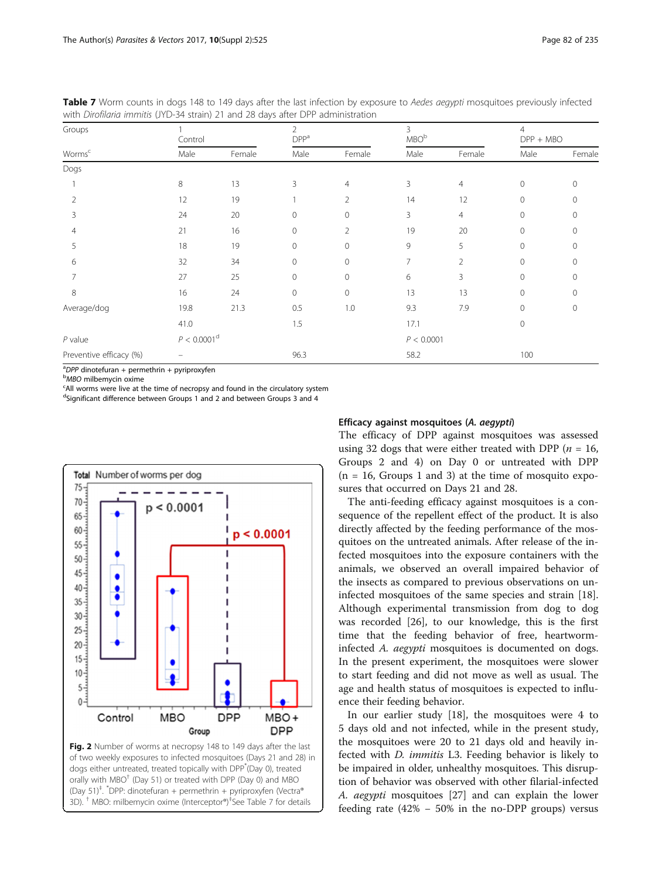**Table 7** Worm counts in dogs 148 to 149 days after the last infection by exposure to *Aedes aegypti* mosquitoes previously infected with *Dirofilaria immitis* (JYD-34 strain) 21 and 28 days after DPP administration

| Groups | 1 Control | | 2 DPP[a] | | 3 MBO[b] | | 4 DPP + MBO | |
|---|---|---|---|---|---|---|---|---|
| Worms[c] | Male | Female | Male | Female | Male | Female | Male | Female |
| Dogs | | | | | | | | |
| 1 | 8 | 13 | 3 | 4 | 3 | 4 | 0 | 0 |
| 2 | 12 | 19 | 1 | 2 | 14 | 12 | 0 | 0 |
| 3 | 24 | 20 | 0 | 0 | 3 | 4 | 0 | 0 |
| 4 | 21 | 16 | 0 | 2 | 19 | 20 | 0 | 0 |
| 5 | 18 | 19 | 0 | 0 | 9 | 5 | 0 | 0 |
| 6 | 32 | 34 | 0 | 0 | 7 | 2 | 0 | 0 |
| 7 | 27 | 25 | 0 | 0 | 6 | 3 | 0 | 0 |
| 8 | 16 | 24 | 0 | 0 | 13 | 13 | 0 | 0 |
| Average/dog | 19.8 | 21.3 | 0.5 | 1.0 | 9.3 | 7.9 | 0 | 0 |
| | 41.0 | | 1.5 | | 17.1 | | 0 | |
| *P* value | $P < 0.0001$[d] | | | | $P < 0.0001$ | | | |
| Preventive efficacy (%) | – | | 96.3 | | 58.2 | | 100 | |

[a]*DPP* dinotefuran + permethrin + pyriproxyfen
[b]*MBO* milbemycin oxime
[c]All worms were live at the time of necropsy and found in the circulatory system
[d]Significant difference between Groups 1 and 2 and between Groups 3 and 4

**Fig. 2** Number of worms at necropsy 148 to 149 days after the last of two weekly exposures to infected mosquitoes (Days 21 and 28) in dogs either untreated, treated topically with DPP*(Day 0), treated orally with MBO† (Day 51) or treated with DPP (Day 0) and MBO (Day 51)‡. *DPP: dinotefuran + permethrin + pyriproxyfen (Vectra® 3D). † MBO: milbemycin oxime (Interceptor®)‡See Table 7 for details

#### Efficacy against mosquitoes (*A. aegypti*)

The efficacy of DPP against mosquitoes was assessed using 32 dogs that were either treated with DPP ($n$ = 16, Groups 2 and 4) on Day 0 or untreated with DPP (n = 16, Groups 1 and 3) at the time of mosquito exposures that occurred on Days 21 and 28.

The anti-feeding efficacy against mosquitoes is a consequence of the repellent effect of the product. It is also directly affected by the feeding performance of the mosquitoes on the untreated animals. After release of the infected mosquitoes into the exposure containers with the animals, we observed an overall impaired behavior of the insects as compared to previous observations on uninfected mosquitoes of the same species and strain [18]. Although experimental transmission from dog to dog was recorded [26], to our knowledge, this is the first time that the feeding behavior of free, heartworm-infected *A. aegypti* mosquitoes is documented on dogs. In the present experiment, the mosquitoes were slower to start feeding and did not move as well as usual. The age and health status of mosquitoes is expected to influence their feeding behavior.

In our earlier study [18], the mosquitoes were 4 to 5 days old and not infected, while in the present study, the mosquitoes were 20 to 21 days old and heavily infected with *D. immitis* L3. Feeding behavior is likely to be impaired in older, unhealthy mosquitoes. This disruption of behavior was observed with other filarial-infected *A. aegypti* mosquitoes [27] and can explain the lower feeding rate (42% – 50% in the no-DPP groups) versus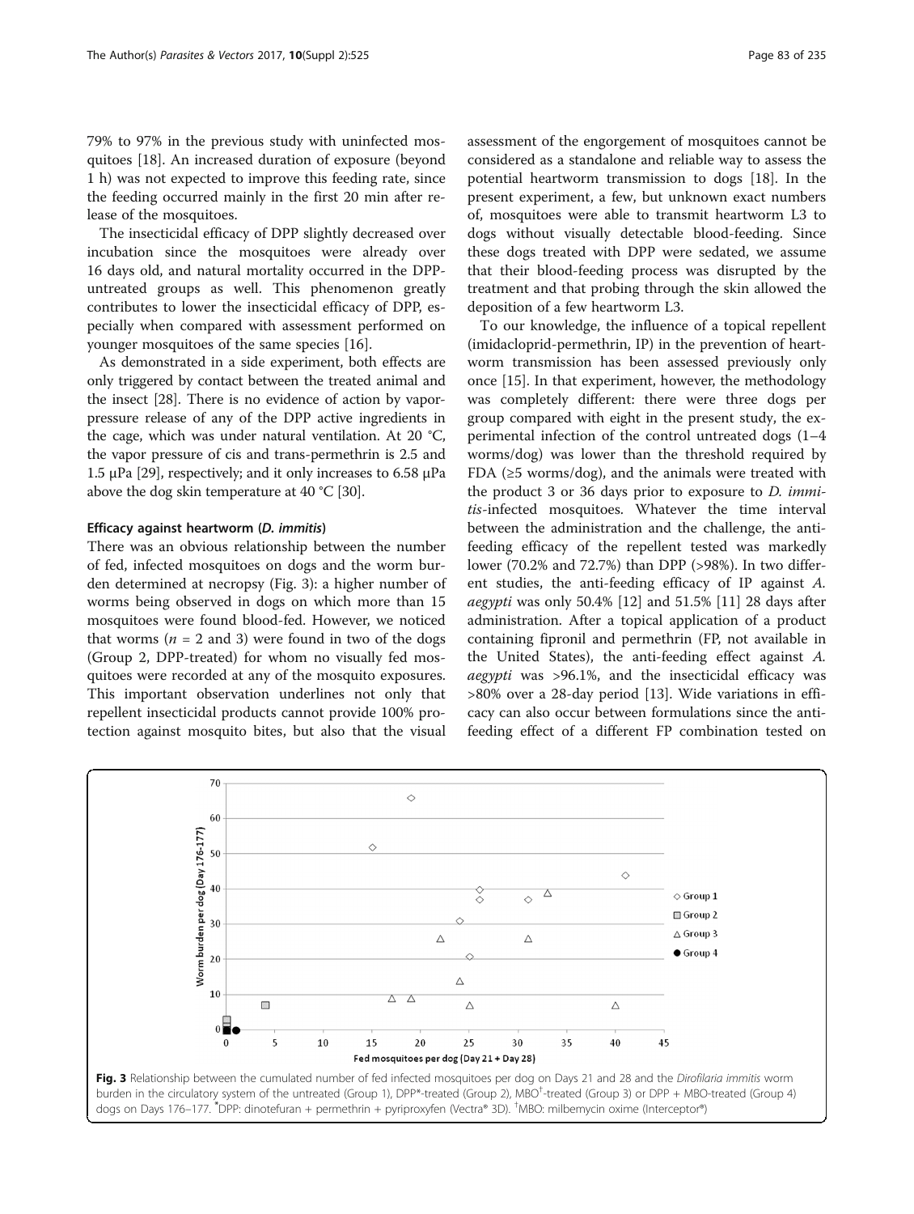79% to 97% in the previous study with uninfected mosquitoes [18]. An increased duration of exposure (beyond 1 h) was not expected to improve this feeding rate, since the feeding occurred mainly in the first 20 min after release of the mosquitoes.

The insecticidal efficacy of DPP slightly decreased over incubation since the mosquitoes were already over 16 days old, and natural mortality occurred in the DPP-untreated groups as well. This phenomenon greatly contributes to lower the insecticidal efficacy of DPP, especially when compared with assessment performed on younger mosquitoes of the same species [16].

As demonstrated in a side experiment, both effects are only triggered by contact between the treated animal and the insect [28]. There is no evidence of action by vapor-pressure release of any of the DPP active ingredients in the cage, which was under natural ventilation. At 20 °C, the vapor pressure of cis and trans-permethrin is 2.5 and 1.5 μPa [29], respectively; and it only increases to 6.58 μPa above the dog skin temperature at 40 °C [30].

### Efficacy against heartworm (*D. immitis*)

There was an obvious relationship between the number of fed, infected mosquitoes on dogs and the worm burden determined at necropsy (Fig. 3): a higher number of worms being observed in dogs on which more than 15 mosquitoes were found blood-fed. However, we noticed that worms ($n = 2$ and 3) were found in two of the dogs (Group 2, DPP-treated) for whom no visually fed mosquitoes were recorded at any of the mosquito exposures. This important observation underlines not only that repellent insecticidal products cannot provide 100% protection against mosquito bites, but also that the visual assessment of the engorgement of mosquitoes cannot be considered as a standalone and reliable way to assess the potential heartworm transmission to dogs [18]. In the present experiment, a few, but unknown exact numbers of, mosquitoes were able to transmit heartworm L3 to dogs without visually detectable blood-feeding. Since these dogs treated with DPP were sedated, we assume that their blood-feeding process was disrupted by the treatment and that probing through the skin allowed the deposition of a few heartworm L3.

To our knowledge, the influence of a topical repellent (imidacloprid-permethrin, IP) in the prevention of heartworm transmission has been assessed previously only once [15]. In that experiment, however, the methodology was completely different: there were three dogs per group compared with eight in the present study, the experimental infection of the control untreated dogs (1–4 worms/dog) was lower than the threshold required by FDA (≥5 worms/dog), and the animals were treated with the product 3 or 36 days prior to exposure to *D. immitis*-infected mosquitoes. Whatever the time interval between the administration and the challenge, the anti-feeding efficacy of the repellent tested was markedly lower (70.2% and 72.7%) than DPP (>98%). In two different studies, the anti-feeding efficacy of IP against *A. aegypti* was only 50.4% [12] and 51.5% [11] 28 days after administration. After a topical application of a product containing fipronil and permethrin (FP, not available in the United States), the anti-feeding effect against *A. aegypti* was >96.1%, and the insecticidal efficacy was >80% over a 28-day period [13]. Wide variations in efficacy can also occur between formulations since the anti-feeding effect of a different FP combination tested on

**Fig. 3** Relationship between the cumulated number of fed infected mosquitoes per dog on Days 21 and 28 and the *Dirofilaria immitis* worm burden in the circulatory system of the untreated (Group 1), DPP*-treated (Group 2), MBO[†]-treated (Group 3) or DPP + MBO-treated (Group 4) dogs on Days 176–177. *DPP: dinotefuran + permethrin + pyriproxyfen (Vectra® 3D). [†]MBO: milbemycin oxime (Interceptor®)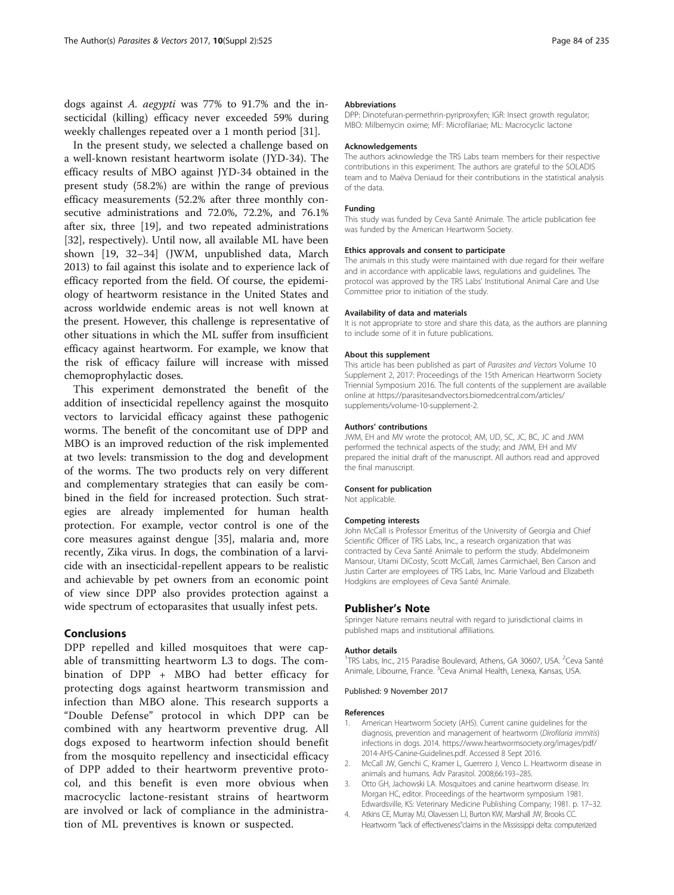dogs against *A. aegypti* was 77% to 91.7% and the insecticidal (killing) efficacy never exceeded 59% during weekly challenges repeated over a 1 month period [31].

In the present study, we selected a challenge based on a well-known resistant heartworm isolate (JYD-34). The efficacy results of MBO against JYD-34 obtained in the present study (58.2%) are within the range of previous efficacy measurements (52.2% after three monthly consecutive administrations and 72.0%, 72.2%, and 76.1% after six, three [19], and two repeated administrations [32], respectively). Until now, all available ML have been shown [19, 32–34] (JWM, unpublished data, March 2013) to fail against this isolate and to experience lack of efficacy reported from the field. Of course, the epidemiology of heartworm resistance in the United States and across worldwide endemic areas is not well known at the present. However, this challenge is representative of other situations in which the ML suffer from insufficient efficacy against heartworm. For example, we know that the risk of efficacy failure will increase with missed chemoprophylactic doses.

This experiment demonstrated the benefit of the addition of insecticidal repellency against the mosquito vectors to larvicidal efficacy against these pathogenic worms. The benefit of the concomitant use of DPP and MBO is an improved reduction of the risk implemented at two levels: transmission to the dog and development of the worms. The two products rely on very different and complementary strategies that can easily be combined in the field for increased protection. Such strategies are already implemented for human health protection. For example, vector control is one of the core measures against dengue [35], malaria and, more recently, Zika virus. In dogs, the combination of a larvicide with an insecticidal-repellent appears to be realistic and achievable by pet owners from an economic point of view since DPP also provides protection against a wide spectrum of ectoparasites that usually infest pets.

## Conclusions

DPP repelled and killed mosquitoes that were capable of transmitting heartworm L3 to dogs. The combination of DPP + MBO had better efficacy for protecting dogs against heartworm transmission and infection than MBO alone. This research supports a "Double Defense" protocol in which DPP can be combined with any heartworm preventive drug. All dogs exposed to heartworm infection should benefit from the mosquito repellency and insecticidal efficacy of DPP added to their heartworm preventive protocol, and this benefit is even more obvious when macrocyclic lactone-resistant strains of heartworm are involved or lack of compliance in the administration of ML preventives is known or suspected.

#### Abbreviations

DPP: Dinotefuran-permethrin-pyriproxyfen; IGR: Insect growth regulator; MBO: Milbemycin oxime; MF: Microfilariae; ML: Macrocyclic lactone

#### Acknowledgements

The authors acknowledge the TRS Labs team members for their respective contributions in this experiment. The authors are grateful to the SOLADIS team and to Maëva Deniaud for their contributions in the statistical analysis of the data.

#### Funding

This study was funded by Ceva Santé Animale. The article publication fee was funded by the American Heartworm Society.

#### Ethics approvals and consent to participate

The animals in this study were maintained with due regard for their welfare and in accordance with applicable laws, regulations and guidelines. The protocol was approved by the TRS Labs' Institutional Animal Care and Use Committee prior to initiation of the study.

#### Availability of data and materials

It is not appropriate to store and share this data, as the authors are planning to include some of it in future publications.

#### About this supplement

This article has been published as part of *Parasites and Vectors* Volume 10 Supplement 2, 2017: Proceedings of the 15th American Heartworm Society Triennial Symposium 2016. The full contents of the supplement are available online at https://parasitesandvectors.biomedcentral.com/articles/supplements/volume-10-supplement-2.

#### Authors' contributions

JWM, EH and MV wrote the protocol; AM, UD, SC, JC, BC, JC and JWM performed the technical aspects of the study; and JWM, EH and MV prepared the initial draft of the manuscript. All authors read and approved the final manuscript.

#### Consent for publication

Not applicable.

#### Competing interests

John McCall is Professor Emeritus of the University of Georgia and Chief Scientific Officer of TRS Labs, Inc., a research organization that was contracted by Ceva Santé Animale to perform the study. Abdelmoneim Mansour, Utami DiCosty, Scott McCall, James Carmichael, Ben Carson and Justin Carter are employees of TRS Labs, Inc. Marie Varloud and Elizabeth Hodgkins are employees of Ceva Santé Animale.

## Publisher's Note

Springer Nature remains neutral with regard to jurisdictional claims in published maps and institutional affiliations.

#### Author details

[1]TRS Labs, Inc., 215 Paradise Boulevard, Athens, GA 30607, USA. [2]Ceva Santé Animale, Libourne, France. [3]Ceva Animal Health, Lenexa, Kansas, USA.

Published: 9 November 2017

#### References

1. American Heartworm Society (AHS). Current canine guidelines for the diagnosis, prevention and management of heartworm (*Dirofilaria immitis*) infections in dogs. 2014. https://www.heartwormsociety.org/images/pdf/2014-AHS-Canine-Guidelines.pdf. Accessed 8 Sept 2016.
2. McCall JW, Genchi C, Kramer L, Guerrero J, Venco L. Heartworm disease in animals and humans. Adv Parasitol. 2008;66:193–285.
3. Otto GH, Jachowski LA. Mosquitoes and canine heartworm disease. In: Morgan HC, editor. Proceedings of the heartworm symposium 1981. Edwardsville, KS: Veterinary Medicine Publishing Company; 1981. p. 17–32.
4. Atkins CE, Murray MJ, Olavessen LJ, Burton KW, Marshall JW, Brooks CC. Heartworm "lack of effectiveness"claims in the Mississippi delta: computerized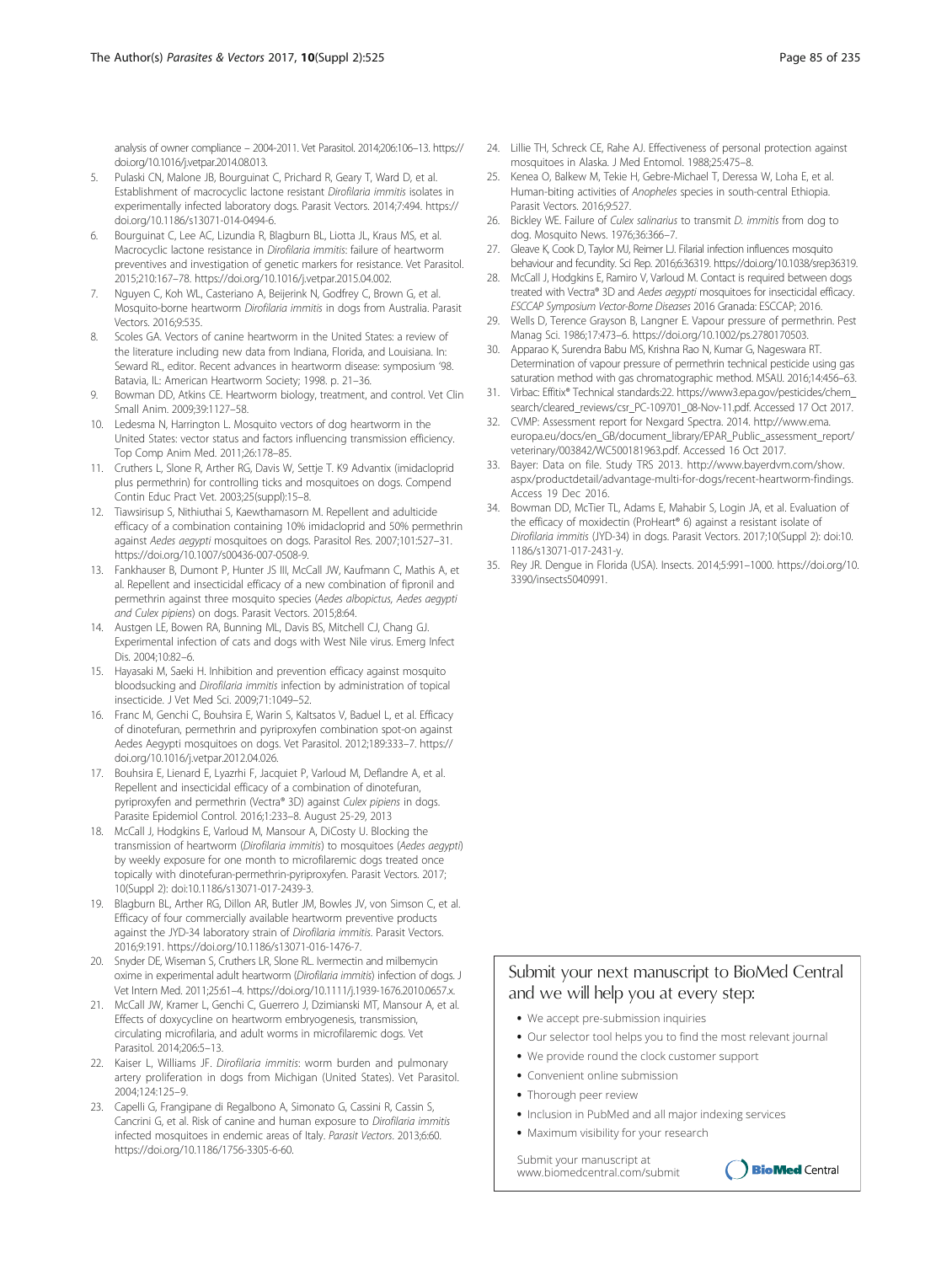analysis of owner compliance – 2004-2011. Vet Parasitol. 2014;206:106–13. https://doi.org/10.1016/j.vetpar.2014.08.013.

5. Pulaski CN, Malone JB, Bourguinat C, Prichard R, Geary T, Ward D, et al. Establishment of macrocyclic lactone resistant *Dirofilaria immitis* isolates in experimentally infected laboratory dogs. Parasit Vectors. 2014;7:494. https://doi.org/10.1186/s13071-014-0494-6.
6. Bourguinat C, Lee AC, Lizundia R, Blagburn BL, Liotta JL, Kraus MS, et al. Macrocyclic lactone resistance in *Dirofilaria immitis*: failure of heartworm preventives and investigation of genetic markers for resistance. Vet Parasitol. 2015;210:167–78. https://doi.org/10.1016/j.vetpar.2015.04.002.
7. Nguyen C, Koh WL, Casteriano A, Beijerink N, Godfrey C, Brown G, et al. Mosquito-borne heartworm *Dirofilaria immitis* in dogs from Australia. Parasit Vectors. 2016;9:535.
8. Scoles GA. Vectors of canine heartworm in the United States: a review of the literature including new data from Indiana, Florida, and Louisiana. In: Seward RL, editor. Recent advances in heartworm disease: symposium '98. Batavia, IL: American Heartworm Society; 1998. p. 21–36.
9. Bowman DD, Atkins CE. Heartworm biology, treatment, and control. Vet Clin Small Anim. 2009;39:1127–58.
10. Ledesma N, Harrington L. Mosquito vectors of dog heartworm in the United States: vector status and factors influencing transmission efficiency. Top Comp Anim Med. 2011;26:178–85.
11. Cruthers L, Slone R, Arther RG, Davis W, Settje T. K9 Advantix (imidacloprid plus permethrin) for controlling ticks and mosquitoes on dogs. Compend Contin Educ Pract Vet. 2003;25(suppl):15–8.
12. Tiawsirisup S, Nithiuthai S, Kaewthamasorn M. Repellent and adulticide efficacy of a combination containing 10% imidacloprid and 50% permethrin against *Aedes aegypti* mosquitoes on dogs. Parasitol Res. 2007;101:527–31. https://doi.org/10.1007/s00436-007-0508-9.
13. Fankhauser B, Dumont P, Hunter JS III, McCall JW, Kaufmann C, Mathis A, et al. Repellent and insecticidal efficacy of a new combination of fipronil and permethrin against three mosquito species (*Aedes albopictus, Aedes aegypti and Culex pipiens*) on dogs. Parasit Vectors. 2015;8:64.
14. Austgen LE, Bowen RA, Bunning ML, Davis BS, Mitchell CJ, Chang GJ. Experimental infection of cats and dogs with West Nile virus. Emerg Infect Dis. 2004;10:82–6.
15. Hayasaki M, Saeki H. Inhibition and prevention efficacy against mosquito bloodsucking and *Dirofilaria immitis* infection by administration of topical insecticide. J Vet Med Sci. 2009;71:1049–52.
16. Franc M, Genchi C, Bouhsira E, Warin S, Kaltsatos V, Baduel L, et al. Efficacy of dinotefuran, permethrin and pyriproxyfen combination spot-on against Aedes Aegypti mosquitoes on dogs. Vet Parasitol. 2012;189:333–7. https://doi.org/10.1016/j.vetpar.2012.04.026.
17. Bouhsira E, Lienard E, Lyazrhi F, Jacquiet P, Varloud M, Deflandre A, et al. Repellent and insecticidal efficacy of a combination of dinotefuran, pyriproxyfen and permethrin (Vectra® 3D) against *Culex pipiens* in dogs. Parasite Epidemiol Control. 2016;1:233–8. August 25-29, 2013
18. McCall J, Hodgkins E, Varloud M, Mansour A, DiCosty U. Blocking the transmission of heartworm (*Dirofilaria immitis*) to mosquitoes (*Aedes aegypti*) by weekly exposure for one month to microfilaremic dogs treated once topically with dinotefuran-permethrin-pyriproxyfen. Parasit Vectors. 2017; 10(Suppl 2): doi:10.1186/s13071-017-2439-3.
19. Blagburn BL, Arther RG, Dillon AR, Butler JM, Bowles JV, von Simson C, et al. Efficacy of four commercially available heartworm preventive products against the JYD-34 laboratory strain of *Dirofilaria immitis*. Parasit Vectors. 2016;9:191. https://doi.org/10.1186/s13071-016-1476-7.
20. Snyder DE, Wiseman S, Cruthers LR, Slone RL. Ivermectin and milbemycin oxime in experimental adult heartworm (*Dirofilaria immitis*) infection of dogs. J Vet Intern Med. 2011;25:61–4. https://doi.org/10.1111/j.1939-1676.2010.0657.x.
21. McCall JW, Kramer L, Genchi C, Guerrero J, Dzimianski MT, Mansour A, et al. Effects of doxycycline on heartworm embryogenesis, transmission, circulating microfilaria, and adult worms in microfilaremic dogs. Vet Parasitol. 2014;206:5–13.
22. Kaiser L, Williams JF. *Dirofilaria immitis*: worm burden and pulmonary artery proliferation in dogs from Michigan (United States). Vet Parasitol. 2004;124:125–9.
23. Capelli G, Frangipane di Regalbono A, Simonato G, Cassini R, Cassin S, Cancrini G, et al. Risk of canine and human exposure to *Dirofilaria immitis* infected mosquitoes in endemic areas of Italy. *Parasit Vectors*. 2013;6:60. https://doi.org/10.1186/1756-3305-6-60.
24. Lillie TH, Schreck CE, Rahe AJ. Effectiveness of personal protection against mosquitoes in Alaska. J Med Entomol. 1988;25:475–8.
25. Kenea O, Balkew M, Tekie H, Gebre-Michael T, Deressa W, Loha E, et al. Human-biting activities of *Anopheles* species in south-central Ethiopia. Parasit Vectors. 2016;9:527.
26. Bickley WE. Failure of *Culex salinarius* to transmit *D. immitis* from dog to dog. Mosquito News. 1976;36:366–7.
27. Gleave K, Cook D, Taylor MJ, Reimer LJ. Filarial infection influences mosquito behaviour and fecundity. Sci Rep. 2016;6:36319. https://doi.org/10.1038/srep36319.
28. McCall J, Hodgkins E, Ramiro V, Varloud M. Contact is required between dogs treated with Vectra® 3D and *Aedes aegypti* mosquitoes for insecticidal efficacy. *ESCCAP Symposium Vector-Borne Diseases* 2016 Granada: ESCCAP; 2016.
29. Wells D, Terence Grayson B, Langner E. Vapour pressure of permethrin. Pest Manag Sci. 1986;17:473–6. https://doi.org/10.1002/ps.2780170503.
30. Apparao K, Surendra Babu MS, Krishna Rao N, Kumar G, Nageswara RT. Determination of vapour pressure of permethrin technical pesticide using gas saturation method with gas chromatographic method. MSAIJ. 2016;14:456–63.
31. Virbac: Effitix® Technical standards:22. https://www3.epa.gov/pesticides/chem_search/cleared_reviews/csr_PC-109701_08-Nov-11.pdf. Accessed 17 Oct 2017.
32. CVMP: Assessment report for Nexgard Spectra. 2014. http://www.ema.europa.eu/docs/en_GB/document_library/EPAR_Public_assessment_report/veterinary/003842/WC500181963.pdf. Accessed 16 Oct 2017.
33. Bayer: Data on file. Study TRS 2013. http://www.bayerdvm.com/show.aspx/productdetail/advantage-multi-for-dogs/recent-heartworm-findings. Access 19 Dec 2016.
34. Bowman DD, McTier TL, Adams E, Mahabir S, Login JA, et al. Evaluation of the efficacy of moxidectin (ProHeart® 6) against a resistant isolate of *Dirofilaria immitis* (JYD-34) in dogs. Parasit Vectors. 2017;10(Suppl 2): doi:10.1186/s13071-017-2431-y.
35. Rey JR. Dengue in Florida (USA). Insects. 2014;5:991–1000. https://doi.org/10.3390/insects5040991.

Submit your next manuscript to BioMed Central and we will help you at every step:

- We accept pre-submission inquiries
- Our selector tool helps you to find the most relevant journal
- We provide round the clock customer support
- Convenient online submission
- Thorough peer review
- Inclusion in PubMed and all major indexing services
- Maximum visibility for your research

Submit your manuscript at www.biomedcentral.com/submit

BioMed Central